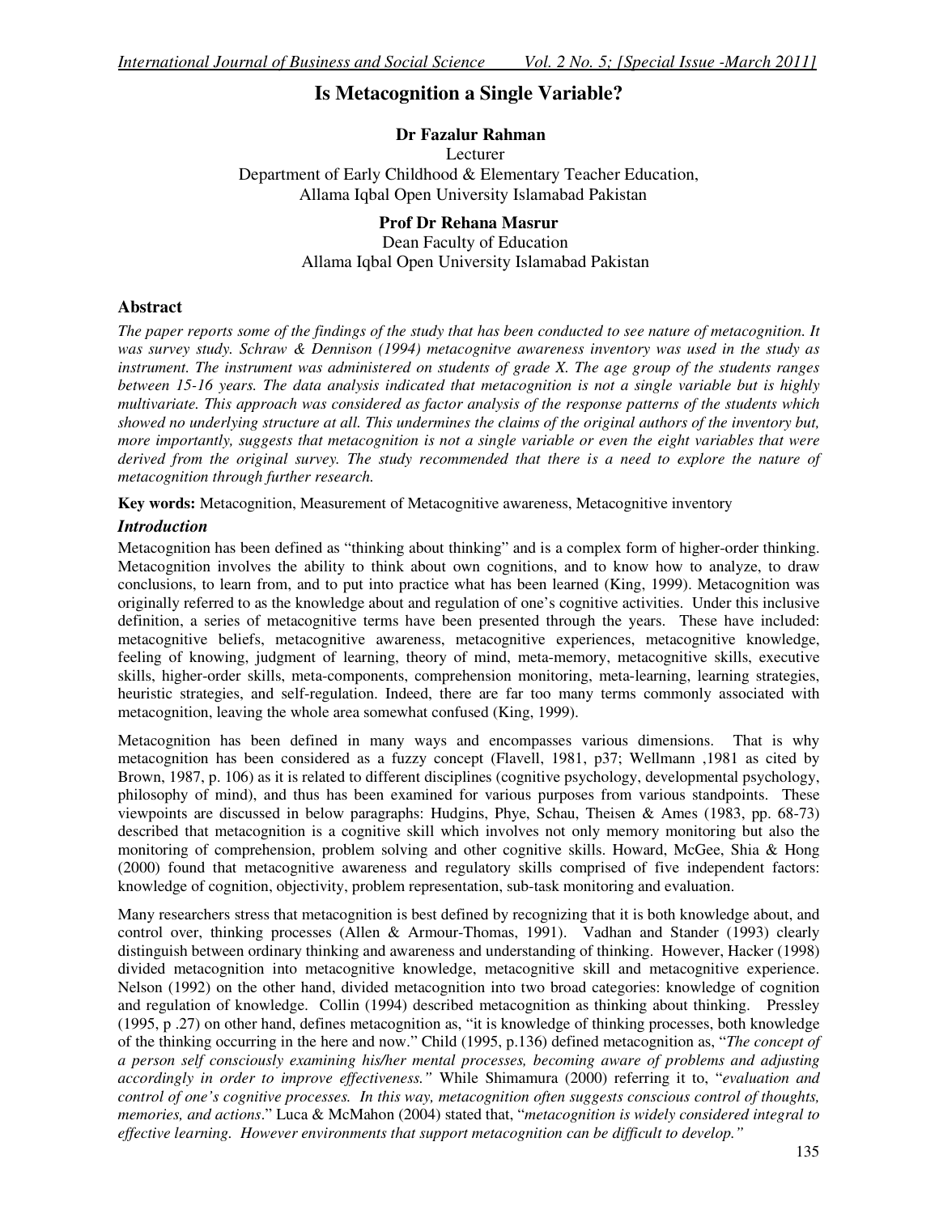# Is Metacognition a Single Variable?

**Dr Fazalur Rahman**
Lecturer
Department of Early Childhood & Elementary Teacher Education,
Allama Iqbal Open University Islamabad Pakistan

**Prof Dr Rehana Masrur**
Dean Faculty of Education
Allama Iqbal Open University Islamabad Pakistan

## Abstract

*The paper reports some of the findings of the study that has been conducted to see nature of metacognition. It was survey study. Schraw & Dennison (1994) metacognitve awareness inventory was used in the study as instrument. The instrument was administered on students of grade X. The age group of the students ranges between 15-16 years. The data analysis indicated that metacognition is not a single variable but is highly multivariate. This approach was considered as factor analysis of the response patterns of the students which showed no underlying structure at all. This undermines the claims of the original authors of the inventory but, more importantly, suggests that metacognition is not a single variable or even the eight variables that were derived from the original survey. The study recommended that there is a need to explore the nature of metacognition through further research.*

**Key words:** Metacognition, Measurement of Metacognitive awareness, Metacognitive inventory

## *Introduction*

Metacognition has been defined as "thinking about thinking" and is a complex form of higher-order thinking. Metacognition involves the ability to think about own cognitions, and to know how to analyze, to draw conclusions, to learn from, and to put into practice what has been learned (King, 1999). Metacognition was originally referred to as the knowledge about and regulation of one's cognitive activities. Under this inclusive definition, a series of metacognitive terms have been presented through the years. These have included: metacognitive beliefs, metacognitive awareness, metacognitive experiences, metacognitive knowledge, feeling of knowing, judgment of learning, theory of mind, meta-memory, metacognitive skills, executive skills, higher-order skills, meta-components, comprehension monitoring, meta-learning, learning strategies, heuristic strategies, and self-regulation. Indeed, there are far too many terms commonly associated with metacognition, leaving the whole area somewhat confused (King, 1999).

Metacognition has been defined in many ways and encompasses various dimensions. That is why metacognition has been considered as a fuzzy concept (Flavell, 1981, p37; Wellmann ,1981 as cited by Brown, 1987, p. 106) as it is related to different disciplines (cognitive psychology, developmental psychology, philosophy of mind), and thus has been examined for various purposes from various standpoints. These viewpoints are discussed in below paragraphs: Hudgins, Phye, Schau, Theisen & Ames (1983, pp. 68-73) described that metacognition is a cognitive skill which involves not only memory monitoring but also the monitoring of comprehension, problem solving and other cognitive skills. Howard, McGee, Shia & Hong (2000) found that metacognitive awareness and regulatory skills comprised of five independent factors: knowledge of cognition, objectivity, problem representation, sub-task monitoring and evaluation.

Many researchers stress that metacognition is best defined by recognizing that it is both knowledge about, and control over, thinking processes (Allen & Armour-Thomas, 1991). Vadhan and Stander (1993) clearly distinguish between ordinary thinking and awareness and understanding of thinking. However, Hacker (1998) divided metacognition into metacognitive knowledge, metacognitive skill and metacognitive experience. Nelson (1992) on the other hand, divided metacognition into two broad categories: knowledge of cognition and regulation of knowledge. Collin (1994) described metacognition as thinking about thinking. Pressley (1995, p .27) on other hand, defines metacognition as, "it is knowledge of thinking processes, both knowledge of the thinking occurring in the here and now." Child (1995, p.136) defined metacognition as, "*The concept of a person self consciously examining his/her mental processes, becoming aware of problems and adjusting accordingly in order to improve effectiveness."* While Shimamura (2000) referring it to, "*evaluation and control of one's cognitive processes. In this way, metacognition often suggests conscious control of thoughts, memories, and actions*." Luca & McMahon (2004) stated that, "*metacognition is widely considered integral to effective learning. However environments that support metacognition can be difficult to develop."*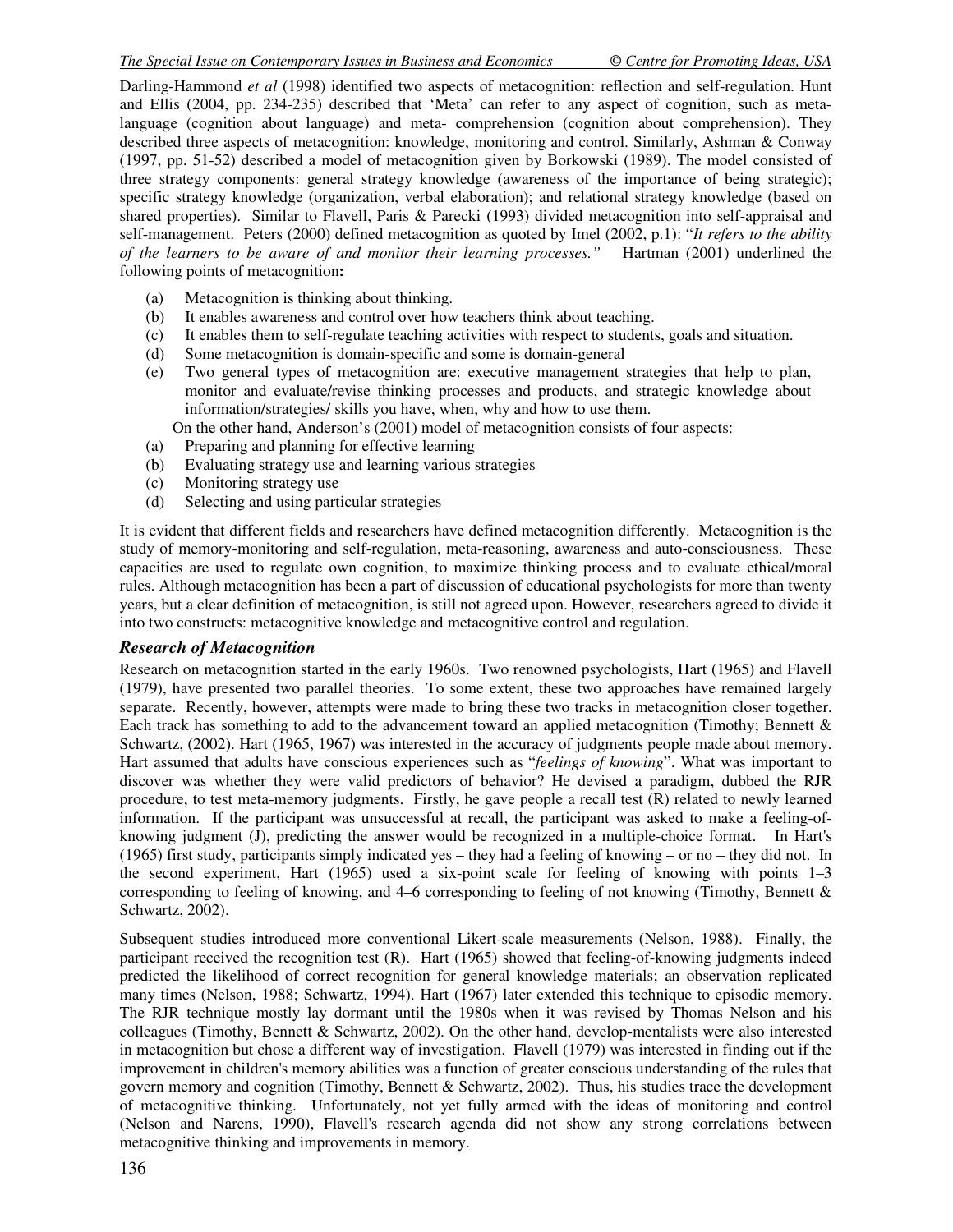Darling-Hammond *et al* (1998) identified two aspects of metacognition: reflection and self-regulation. Hunt and Ellis (2004, pp. 234-235) described that 'Meta' can refer to any aspect of cognition, such as meta-language (cognition about language) and meta- comprehension (cognition about comprehension). They described three aspects of metacognition: knowledge, monitoring and control. Similarly, Ashman & Conway (1997, pp. 51-52) described a model of metacognition given by Borkowski (1989). The model consisted of three strategy components: general strategy knowledge (awareness of the importance of being strategic); specific strategy knowledge (organization, verbal elaboration); and relational strategy knowledge (based on shared properties). Similar to Flavell, Paris & Parecki (1993) divided metacognition into self-appraisal and self-management. Peters (2000) defined metacognition as quoted by Imel (2002, p.1): "*It refers to the ability of the learners to be aware of and monitor their learning processes.*" Hartman (2001) underlined the following points of metacognition**:**

(a) Metacognition is thinking about thinking.
(b) It enables awareness and control over how teachers think about teaching.
(c) It enables them to self-regulate teaching activities with respect to students, goals and situation.
(d) Some metacognition is domain-specific and some is domain-general
(e) Two general types of metacognition are: executive management strategies that help to plan, monitor and evaluate/revise thinking processes and products, and strategic knowledge about information/strategies/ skills you have, when, why and how to use them.

On the other hand, Anderson's (2001) model of metacognition consists of four aspects:

(a) Preparing and planning for effective learning
(b) Evaluating strategy use and learning various strategies
(c) Monitoring strategy use
(d) Selecting and using particular strategies

It is evident that different fields and researchers have defined metacognition differently. Metacognition is the study of memory-monitoring and self-regulation, meta-reasoning, awareness and auto-consciousness. These capacities are used to regulate own cognition, to maximize thinking process and to evaluate ethical/moral rules. Although metacognition has been a part of discussion of educational psychologists for more than twenty years, but a clear definition of metacognition, is still not agreed upon. However, researchers agreed to divide it into two constructs: metacognitive knowledge and metacognitive control and regulation.

### *Research of Metacognition*

Research on metacognition started in the early 1960s. Two renowned psychologists, Hart (1965) and Flavell (1979), have presented two parallel theories. To some extent, these two approaches have remained largely separate. Recently, however, attempts were made to bring these two tracks in metacognition closer together. Each track has something to add to the advancement toward an applied metacognition (Timothy; Bennett & Schwartz, (2002). Hart (1965, 1967) was interested in the accuracy of judgments people made about memory. Hart assumed that adults have conscious experiences such as "*feelings of knowing*". What was important to discover was whether they were valid predictors of behavior? He devised a paradigm, dubbed the RJR procedure, to test meta-memory judgments. Firstly, he gave people a recall test (R) related to newly learned information. If the participant was unsuccessful at recall, the participant was asked to make a feeling-of-knowing judgment (J), predicting the answer would be recognized in a multiple-choice format. In Hart's (1965) first study, participants simply indicated yes – they had a feeling of knowing – or no – they did not. In the second experiment, Hart (1965) used a six-point scale for feeling of knowing with points 1–3 corresponding to feeling of knowing, and 4–6 corresponding to feeling of not knowing (Timothy, Bennett & Schwartz, 2002).

Subsequent studies introduced more conventional Likert-scale measurements (Nelson, 1988). Finally, the participant received the recognition test (R). Hart (1965) showed that feeling-of-knowing judgments indeed predicted the likelihood of correct recognition for general knowledge materials; an observation replicated many times (Nelson, 1988; Schwartz, 1994). Hart (1967) later extended this technique to episodic memory. The RJR technique mostly lay dormant until the 1980s when it was revised by Thomas Nelson and his colleagues (Timothy, Bennett & Schwartz, 2002). On the other hand, develop-mentalists were also interested in metacognition but chose a different way of investigation. Flavell (1979) was interested in finding out if the improvement in children's memory abilities was a function of greater conscious understanding of the rules that govern memory and cognition (Timothy, Bennett & Schwartz, 2002). Thus, his studies trace the development of metacognitive thinking. Unfortunately, not yet fully armed with the ideas of monitoring and control (Nelson and Narens, 1990), Flavell's research agenda did not show any strong correlations between metacognitive thinking and improvements in memory.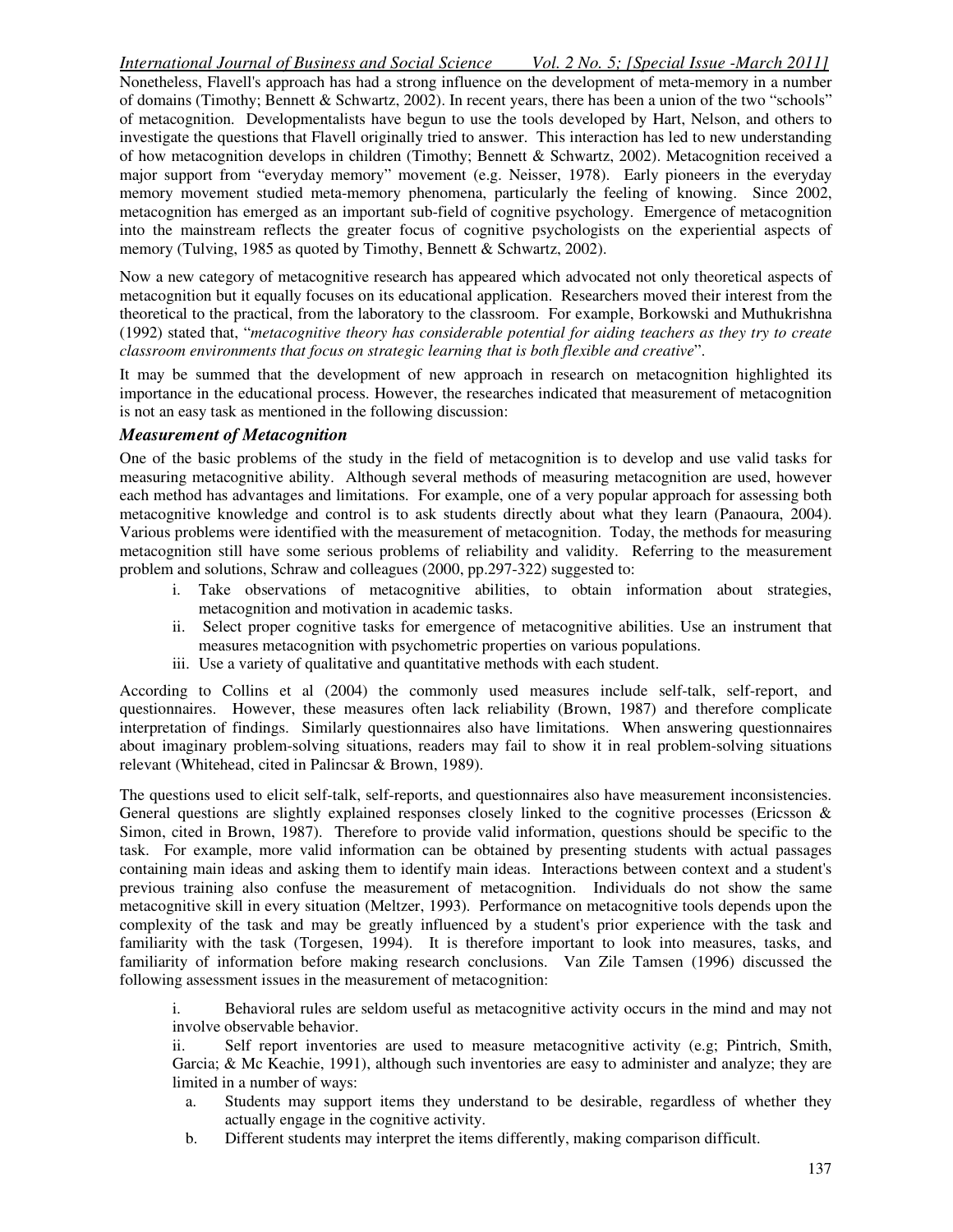Nonetheless, Flavell's approach has had a strong influence on the development of meta-memory in a number of domains (Timothy; Bennett & Schwartz, 2002). In recent years, there has been a union of the two "schools" of metacognition. Developmentalists have begun to use the tools developed by Hart, Nelson, and others to investigate the questions that Flavell originally tried to answer. This interaction has led to new understanding of how metacognition develops in children (Timothy; Bennett & Schwartz, 2002). Metacognition received a major support from "everyday memory" movement (e.g. Neisser, 1978). Early pioneers in the everyday memory movement studied meta-memory phenomena, particularly the feeling of knowing. Since 2002, metacognition has emerged as an important sub-field of cognitive psychology. Emergence of metacognition into the mainstream reflects the greater focus of cognitive psychologists on the experiential aspects of memory (Tulving, 1985 as quoted by Timothy, Bennett & Schwartz, 2002).

Now a new category of metacognitive research has appeared which advocated not only theoretical aspects of metacognition but it equally focuses on its educational application. Researchers moved their interest from the theoretical to the practical, from the laboratory to the classroom. For example, Borkowski and Muthukrishna (1992) stated that, "*metacognitive theory has considerable potential for aiding teachers as they try to create classroom environments that focus on strategic learning that is both flexible and creative*".

It may be summed that the development of new approach in research on metacognition highlighted its importance in the educational process. However, the researches indicated that measurement of metacognition is not an easy task as mentioned in the following discussion:

### *Measurement of Metacognition*

One of the basic problems of the study in the field of metacognition is to develop and use valid tasks for measuring metacognitive ability. Although several methods of measuring metacognition are used, however each method has advantages and limitations. For example, one of a very popular approach for assessing both metacognitive knowledge and control is to ask students directly about what they learn (Panaoura, 2004). Various problems were identified with the measurement of metacognition. Today, the methods for measuring metacognition still have some serious problems of reliability and validity. Referring to the measurement problem and solutions, Schraw and colleagues (2000, pp.297-322) suggested to:

i. Take observations of metacognitive abilities, to obtain information about strategies, metacognition and motivation in academic tasks.
ii. Select proper cognitive tasks for emergence of metacognitive abilities. Use an instrument that measures metacognition with psychometric properties on various populations.
iii. Use a variety of qualitative and quantitative methods with each student.

According to Collins et al (2004) the commonly used measures include self-talk, self-report, and questionnaires. However, these measures often lack reliability (Brown, 1987) and therefore complicate interpretation of findings. Similarly questionnaires also have limitations. When answering questionnaires about imaginary problem-solving situations, readers may fail to show it in real problem-solving situations relevant (Whitehead, cited in Palincsar & Brown, 1989).

The questions used to elicit self-talk, self-reports, and questionnaires also have measurement inconsistencies. General questions are slightly explained responses closely linked to the cognitive processes (Ericsson & Simon, cited in Brown, 1987). Therefore to provide valid information, questions should be specific to the task. For example, more valid information can be obtained by presenting students with actual passages containing main ideas and asking them to identify main ideas. Interactions between context and a student's previous training also confuse the measurement of metacognition. Individuals do not show the same metacognitive skill in every situation (Meltzer, 1993). Performance on metacognitive tools depends upon the complexity of the task and may be greatly influenced by a student's prior experience with the task and familiarity with the task (Torgesen, 1994). It is therefore important to look into measures, tasks, and familiarity of information before making research conclusions. Van Zile Tamsen (1996) discussed the following assessment issues in the measurement of metacognition:

i. Behavioral rules are seldom useful as metacognitive activity occurs in the mind and may not involve observable behavior.

ii. Self report inventories are used to measure metacognitive activity (e.g; Pintrich, Smith, Garcia; & Mc Keachie, 1991), although such inventories are easy to administer and analyze; they are limited in a number of ways:

   a. Students may support items they understand to be desirable, regardless of whether they actually engage in the cognitive activity.
   b. Different students may interpret the items differently, making comparison difficult.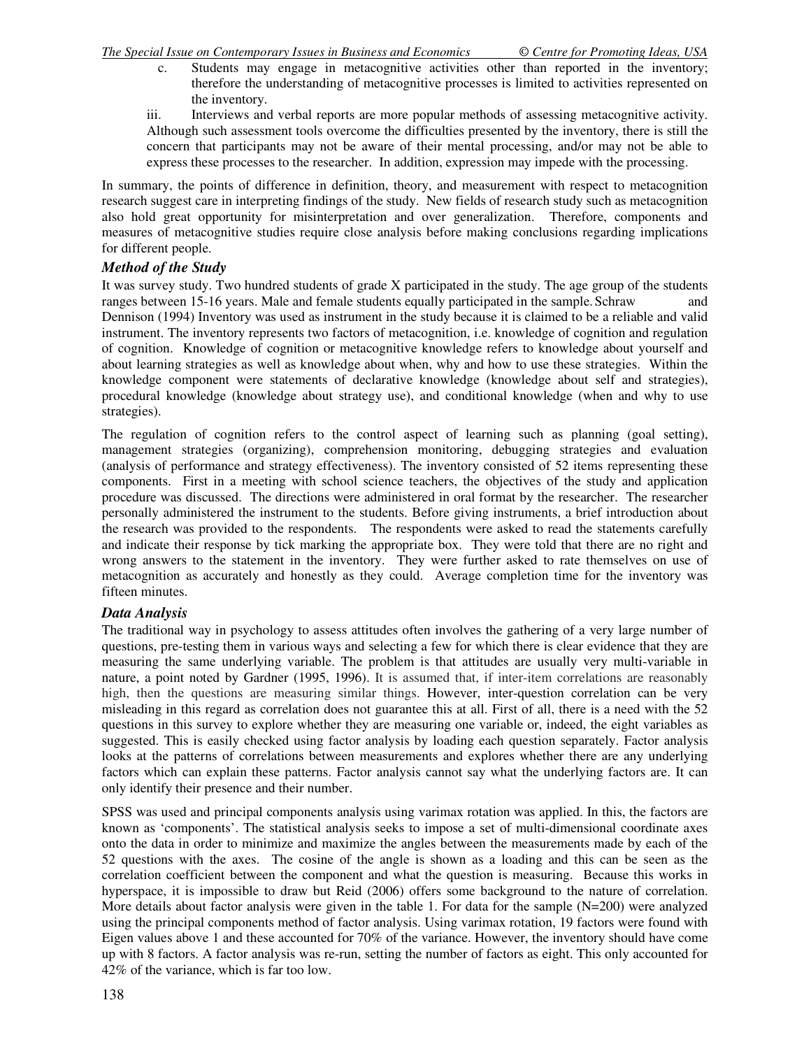c. Students may engage in metacognitive activities other than reported in the inventory; therefore the understanding of metacognitive processes is limited to activities represented on the inventory.

iii. Interviews and verbal reports are more popular methods of assessing metacognitive activity. Although such assessment tools overcome the difficulties presented by the inventory, there is still the concern that participants may not be aware of their mental processing, and/or may not be able to express these processes to the researcher. In addition, expression may impede with the processing.

In summary, the points of difference in definition, theory, and measurement with respect to metacognition research suggest care in interpreting findings of the study. New fields of research study such as metacognition also hold great opportunity for misinterpretation and over generalization. Therefore, components and measures of metacognitive studies require close analysis before making conclusions regarding implications for different people.

### *Method of the Study*

It was survey study. Two hundred students of grade X participated in the study. The age group of the students ranges between 15-16 years. Male and female students equally participated in the sample. Schraw and Dennison (1994) Inventory was used as instrument in the study because it is claimed to be a reliable and valid instrument. The inventory represents two factors of metacognition, i.e. knowledge of cognition and regulation of cognition. Knowledge of cognition or metacognitive knowledge refers to knowledge about yourself and about learning strategies as well as knowledge about when, why and how to use these strategies. Within the knowledge component were statements of declarative knowledge (knowledge about self and strategies), procedural knowledge (knowledge about strategy use), and conditional knowledge (when and why to use strategies).

The regulation of cognition refers to the control aspect of learning such as planning (goal setting), management strategies (organizing), comprehension monitoring, debugging strategies and evaluation (analysis of performance and strategy effectiveness). The inventory consisted of 52 items representing these components. First in a meeting with school science teachers, the objectives of the study and application procedure was discussed. The directions were administered in oral format by the researcher. The researcher personally administered the instrument to the students. Before giving instruments, a brief introduction about the research was provided to the respondents. The respondents were asked to read the statements carefully and indicate their response by tick marking the appropriate box. They were told that there are no right and wrong answers to the statement in the inventory. They were further asked to rate themselves on use of metacognition as accurately and honestly as they could. Average completion time for the inventory was fifteen minutes.

### *Data Analysis*

The traditional way in psychology to assess attitudes often involves the gathering of a very large number of questions, pre-testing them in various ways and selecting a few for which there is clear evidence that they are measuring the same underlying variable. The problem is that attitudes are usually very multi-variable in nature, a point noted by Gardner (1995, 1996). It is assumed that, if inter-item correlations are reasonably high, then the questions are measuring similar things. However, inter-question correlation can be very misleading in this regard as correlation does not guarantee this at all. First of all, there is a need with the 52 questions in this survey to explore whether they are measuring one variable or, indeed, the eight variables as suggested. This is easily checked using factor analysis by loading each question separately. Factor analysis looks at the patterns of correlations between measurements and explores whether there are any underlying factors which can explain these patterns. Factor analysis cannot say what the underlying factors are. It can only identify their presence and their number.

SPSS was used and principal components analysis using varimax rotation was applied. In this, the factors are known as 'components'. The statistical analysis seeks to impose a set of multi-dimensional coordinate axes onto the data in order to minimize and maximize the angles between the measurements made by each of the 52 questions with the axes. The cosine of the angle is shown as a loading and this can be seen as the correlation coefficient between the component and what the question is measuring. Because this works in hyperspace, it is impossible to draw but Reid (2006) offers some background to the nature of correlation. More details about factor analysis were given in the table 1. For data for the sample (N=200) were analyzed using the principal components method of factor analysis. Using varimax rotation, 19 factors were found with Eigen values above 1 and these accounted for 70% of the variance. However, the inventory should have come up with 8 factors. A factor analysis was re-run, setting the number of factors as eight. This only accounted for 42% of the variance, which is far too low.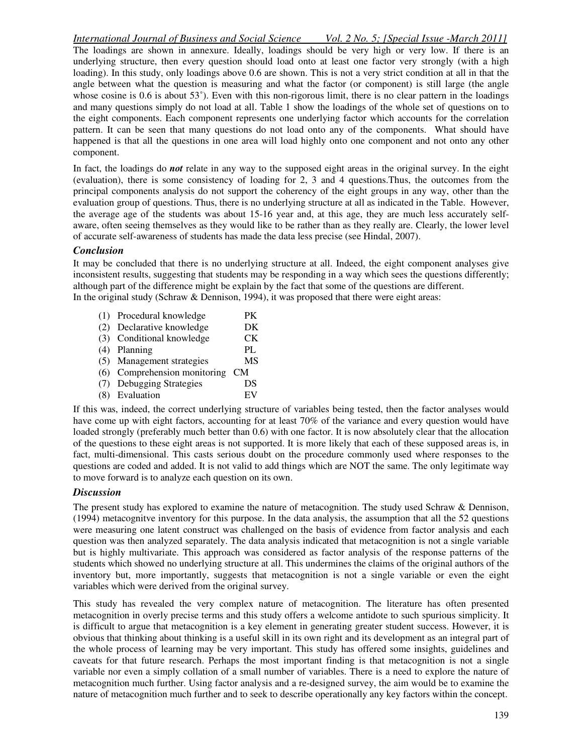The loadings are shown in annexure. Ideally, loadings should be very high or very low. If there is an underlying structure, then every question should load onto at least one factor very strongly (with a high loading). In this study, only loadings above 0.6 are shown. This is not a very strict condition at all in that the angle between what the question is measuring and what the factor (or component) is still large (the angle whose cosine is 0.6 is about 53˚). Even with this non-rigorous limit, there is no clear pattern in the loadings and many questions simply do not load at all. Table 1 show the loadings of the whole set of questions on to the eight components. Each component represents one underlying factor which accounts for the correlation pattern. It can be seen that many questions do not load onto any of the components. What should have happened is that all the questions in one area will load highly onto one component and not onto any other component.

In fact, the loadings do ***not*** relate in any way to the supposed eight areas in the original survey. In the eight (evaluation), there is some consistency of loading for 2, 3 and 4 questions.Thus, the outcomes from the principal components analysis do not support the coherency of the eight groups in any way, other than the evaluation group of questions. Thus, there is no underlying structure at all as indicated in the Table. However, the average age of the students was about 15-16 year and, at this age, they are much less accurately self-aware, often seeing themselves as they would like to be rather than as they really are. Clearly, the lower level of accurate self-awareness of students has made the data less precise (see Hindal, 2007).

### *Conclusion*

It may be concluded that there is no underlying structure at all. Indeed, the eight component analyses give inconsistent results, suggesting that students may be responding in a way which sees the questions differently; although part of the difference might be explain by the fact that some of the questions are different.
In the original study (Schraw & Dennison, 1994), it was proposed that there were eight areas:

(1) Procedural knowledge PK
(2) Declarative knowledge DK
(3) Conditional knowledge CK
(4) Planning PL
(5) Management strategies MS
(6) Comprehension monitoring CM
(7) Debugging Strategies DS
(8) Evaluation EV

If this was, indeed, the correct underlying structure of variables being tested, then the factor analyses would have come up with eight factors, accounting for at least 70% of the variance and every question would have loaded strongly (preferably much better than 0.6) with one factor. It is now absolutely clear that the allocation of the questions to these eight areas is not supported. It is more likely that each of these supposed areas is, in fact, multi-dimensional. This casts serious doubt on the procedure commonly used where responses to the questions are coded and added. It is not valid to add things which are NOT the same. The only legitimate way to move forward is to analyze each question on its own.

### *Discussion*

The present study has explored to examine the nature of metacognition. The study used Schraw & Dennison, (1994) metacognitve inventory for this purpose. In the data analysis, the assumption that all the 52 questions were measuring one latent construct was challenged on the basis of evidence from factor analysis and each question was then analyzed separately. The data analysis indicated that metacognition is not a single variable but is highly multivariate. This approach was considered as factor analysis of the response patterns of the students which showed no underlying structure at all. This undermines the claims of the original authors of the inventory but, more importantly, suggests that metacognition is not a single variable or even the eight variables which were derived from the original survey.

This study has revealed the very complex nature of metacognition. The literature has often presented metacognition in overly precise terms and this study offers a welcome antidote to such spurious simplicity. It is difficult to argue that metacognition is a key element in generating greater student success. However, it is obvious that thinking about thinking is a useful skill in its own right and its development as an integral part of the whole process of learning may be very important. This study has offered some insights, guidelines and caveats for that future research. Perhaps the most important finding is that metacognition is not a single variable nor even a simply collation of a small number of variables. There is a need to explore the nature of metacognition much further. Using factor analysis and a re-designed survey, the aim would be to examine the nature of metacognition much further and to seek to describe operationally any key factors within the concept.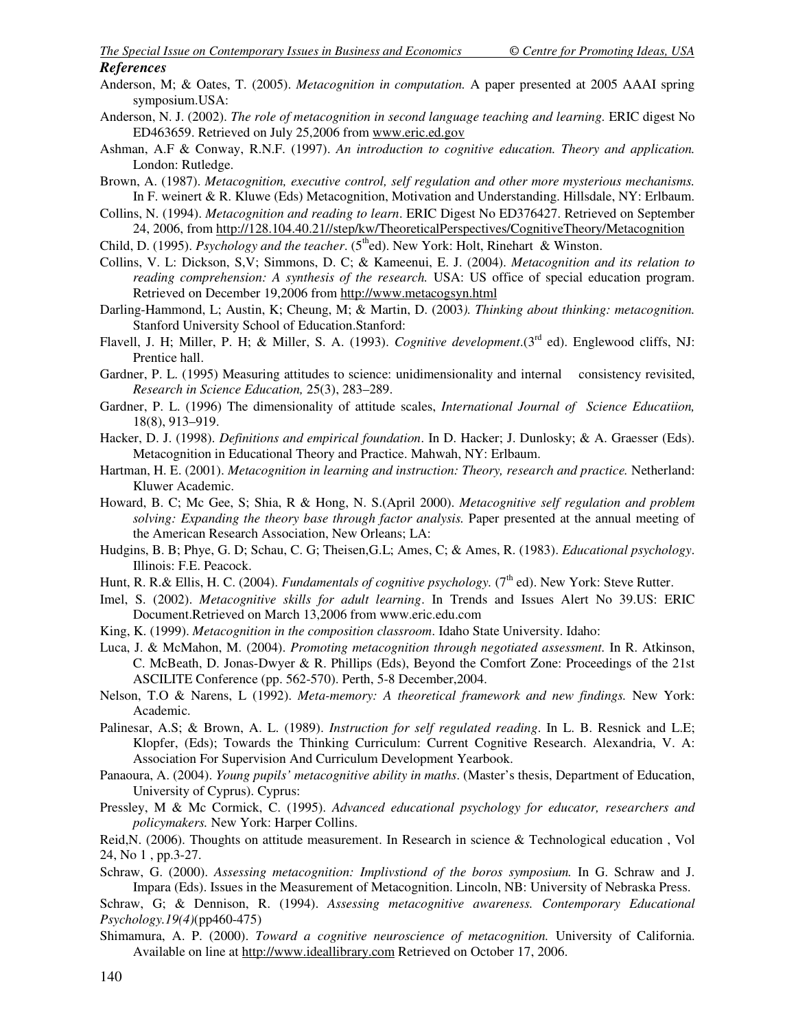### *References*

Anderson, M; & Oates, T. (2005). *Metacognition in computation.* A paper presented at 2005 AAAI spring symposium.USA:

Anderson, N. J. (2002). *The role of metacognition in second language teaching and learning.* ERIC digest No ED463659. Retrieved on July 25,2006 from www.eric.ed.gov

Ashman, A.F & Conway, R.N.F. (1997). *An introduction to cognitive education. Theory and application.* London: Rutledge.

Brown, A. (1987). *Metacognition, executive control, self regulation and other more mysterious mechanisms.* In F. weinert & R. Kluwe (Eds) Metacognition, Motivation and Understanding. Hillsdale, NY: Erlbaum.

Collins, N. (1994). *Metacognition and reading to learn*. ERIC Digest No ED376427. Retrieved on September 24, 2006, from http://128.104.40.21//step/kw/TheoreticalPerspectives/CognitiveTheory/Metacognition

Child, D. (1995). *Psychology and the teacher*. (5th ed). New York: Holt, Rinehart & Winston.

Collins, V. L: Dickson, S,V; Simmons, D. C; & Kameenui, E. J. (2004). *Metacognition and its relation to reading comprehension: A synthesis of the research.* USA: US office of special education program. Retrieved on December 19,2006 from http://www.metacogsyn.html

Darling-Hammond, L; Austin, K; Cheung, M; & Martin, D. (2003*). Thinking about thinking: metacognition.* Stanford University School of Education.Stanford:

Flavell, J. H; Miller, P. H; & Miller, S. A. (1993). *Cognitive development*.(3rd ed). Englewood cliffs, NJ: Prentice hall.

Gardner, P. L. (1995) Measuring attitudes to science: unidimensionality and internal consistency revisited, *Research in Science Education,* 25(3), 283–289.

Gardner, P. L. (1996) The dimensionality of attitude scales, *International Journal of Science Educatiion,* 18(8), 913–919.

Hacker, D. J. (1998). *Definitions and empirical foundation*. In D. Hacker; J. Dunlosky; & A. Graesser (Eds). Metacognition in Educational Theory and Practice. Mahwah, NY: Erlbaum.

Hartman, H. E. (2001). *Metacognition in learning and instruction: Theory, research and practice.* Netherland: Kluwer Academic.

Howard, B. C; Mc Gee, S; Shia, R & Hong, N. S.(April 2000). *Metacognitive self regulation and problem solving: Expanding the theory base through factor analysis.* Paper presented at the annual meeting of the American Research Association, New Orleans; LA:

Hudgins, B. B; Phye, G. D; Schau, C. G; Theisen,G.L; Ames, C; & Ames, R. (1983). *Educational psychology*. Illinois: F.E. Peacock.

Hunt, R. R.& Ellis, H. C. (2004). *Fundamentals of cognitive psychology.* (7th ed). New York: Steve Rutter.

Imel, S. (2002). *Metacognitive skills for adult learning*. In Trends and Issues Alert No 39.US: ERIC Document.Retrieved on March 13,2006 from www.eric.edu.com

King, K. (1999). *Metacognition in the composition classroom*. Idaho State University. Idaho:

Luca, J. & McMahon, M. (2004). *Promoting metacognition through negotiated assessment.* In R. Atkinson, C. McBeath, D. Jonas-Dwyer & R. Phillips (Eds), Beyond the Comfort Zone: Proceedings of the 21st ASCILITE Conference (pp. 562-570). Perth, 5-8 December,2004.

Nelson, T.O & Narens, L (1992). *Meta-memory: A theoretical framework and new findings.* New York: Academic.

Palinesar, A.S; & Brown, A. L. (1989). *Instruction for self regulated reading*. In L. B. Resnick and L.E; Klopfer, (Eds); Towards the Thinking Curriculum: Current Cognitive Research. Alexandria, V. A: Association For Supervision And Curriculum Development Yearbook.

Panaoura, A. (2004). *Young pupils' metacognitive ability in maths*. (Master's thesis, Department of Education, University of Cyprus). Cyprus:

Pressley, M & Mc Cormick, C. (1995). *Advanced educational psychology for educator, researchers and policymakers.* New York: Harper Collins.

Reid,N. (2006). Thoughts on attitude measurement. In Research in science & Technological education , Vol 24, No 1 , pp.3-27.

Schraw, G. (2000). *Assessing metacognition: Implivstiond of the boros symposium.* In G. Schraw and J. Impara (Eds). Issues in the Measurement of Metacognition. Lincoln, NB: University of Nebraska Press.

Schraw, G; & Dennison, R. (1994). *Assessing metacognitive awareness. Contemporary Educational Psychology.19(4)*(pp460-475)

Shimamura, A. P. (2000). *Toward a cognitive neuroscience of metacognition.* University of California. Available on line at http://www.ideallibrary.com Retrieved on October 17, 2006.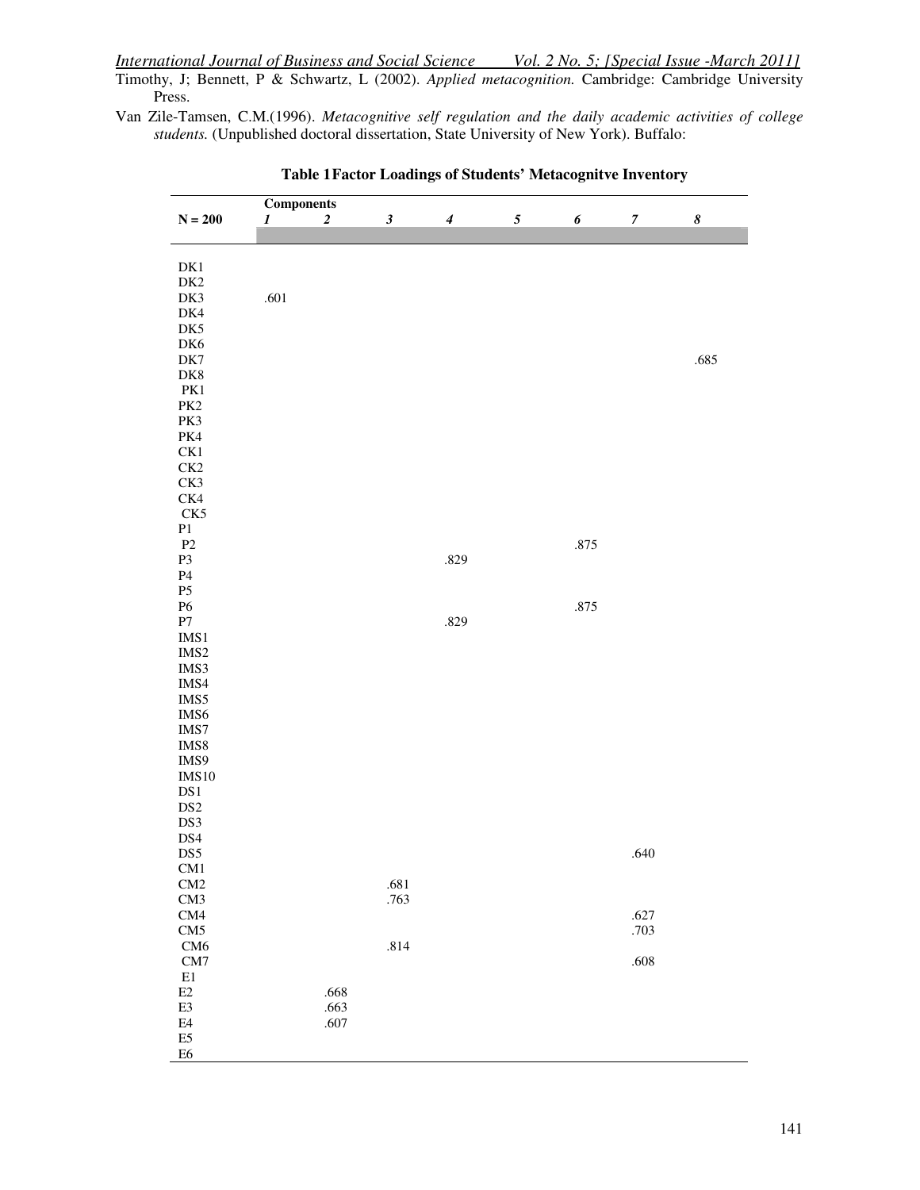Timothy, J; Bennett, P & Schwartz, L (2002). *Applied metacognition.* Cambridge: Cambridge University Press.

Van Zile-Tamsen, C.M.(1996). *Metacognitive self regulation and the daily academic activities of college students.* (Unpublished doctoral dissertation, State University of New York). Buffalo:

**Table 1 Factor Loadings of Students' Metacognitve Inventory**

| N = 200 | Components 1 | 2 | 3 | 4 | 5 | 6 | 7 | 8 |
|---|---|---|---|---|---|---|---|---|
| DK1 | | | | | | | | |
| DK2 | | | | | | | | |
| DK3 | .601 | | | | | | | |
| DK4 | | | | | | | | |
| DK5 | | | | | | | | |
| DK6 | | | | | | | | |
| DK7 | | | | | | | | .685 |
| DK8 | | | | | | | | |
| PK1 | | | | | | | | |
| PK2 | | | | | | | | |
| PK3 | | | | | | | | |
| PK4 | | | | | | | | |
| CK1 | | | | | | | | |
| CK2 | | | | | | | | |
| CK3 | | | | | | | | |
| CK4 | | | | | | | | |
| CK5 | | | | | | | | |
| P1 | | | | | | | | |
| P2 | | | | | | .875 | | |
| P3 | | | | .829 | | | | |
| P4 | | | | | | | | |
| P5 | | | | | | | | |
| P6 | | | | | | .875 | | |
| P7 | | | | .829 | | | | |
| IMS1 | | | | | | | | |
| IMS2 | | | | | | | | |
| IMS3 | | | | | | | | |
| IMS4 | | | | | | | | |
| IMS5 | | | | | | | | |
| IMS6 | | | | | | | | |
| IMS7 | | | | | | | | |
| IMS8 | | | | | | | | |
| IMS9 | | | | | | | | |
| IMS10 | | | | | | | | |
| DS1 | | | | | | | | |
| DS2 | | | | | | | | |
| DS3 | | | | | | | | |
| DS4 | | | | | | | | |
| DS5 | | | | | | | .640 | |
| CM1 | | | | | | | | |
| CM2 | | | .681 | | | | | |
| CM3 | | | .763 | | | | | |
| CM4 | | | | | | | .627 | |
| CM5 | | | | | | | .703 | |
| CM6 | | | .814 | | | | | |
| CM7 | | | | | | | .608 | |
| E1 | | | | | | | | |
| E2 | | .668 | | | | | | |
| E3 | | .663 | | | | | | |
| E4 | | .607 | | | | | | |
| E5 | | | | | | | | |
| E6 | | | | | | | | |